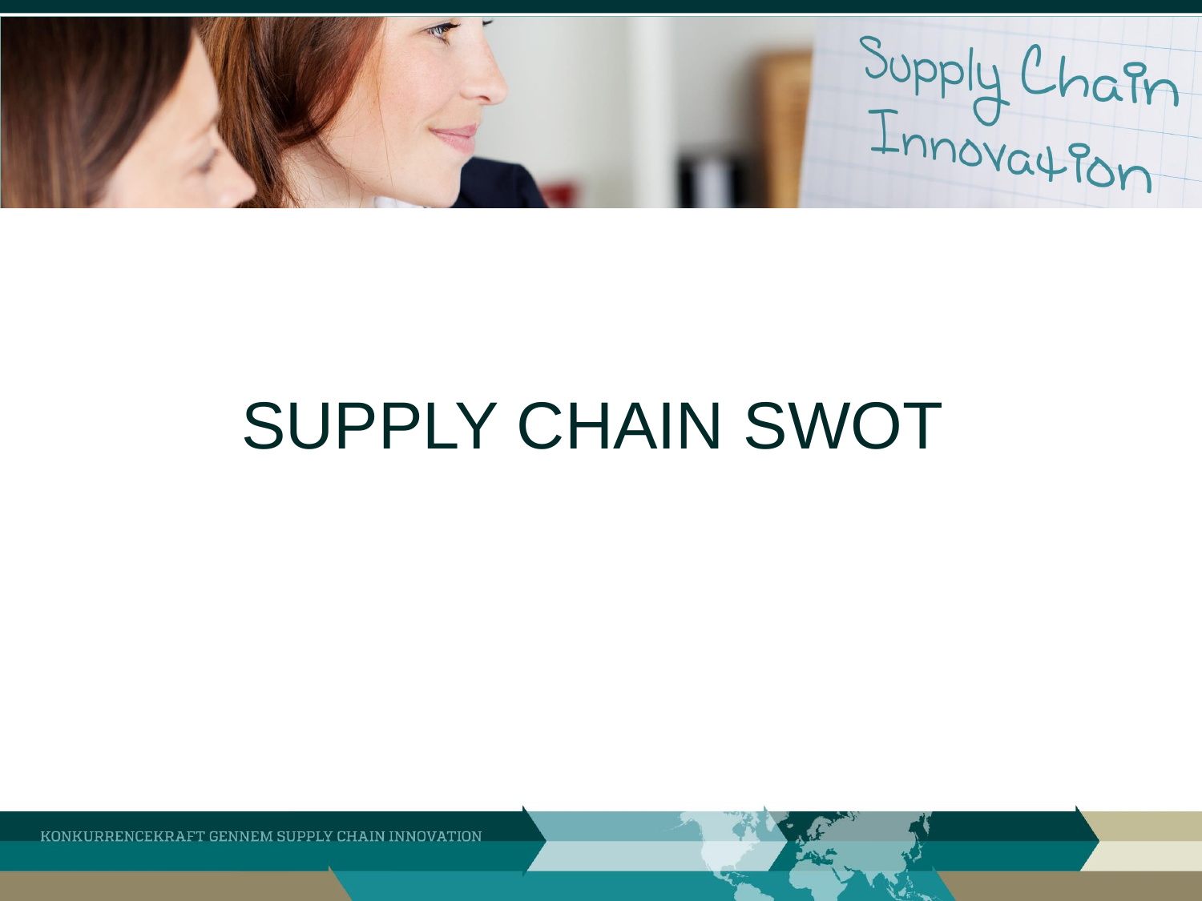# SUPPLY CHAIN SWOT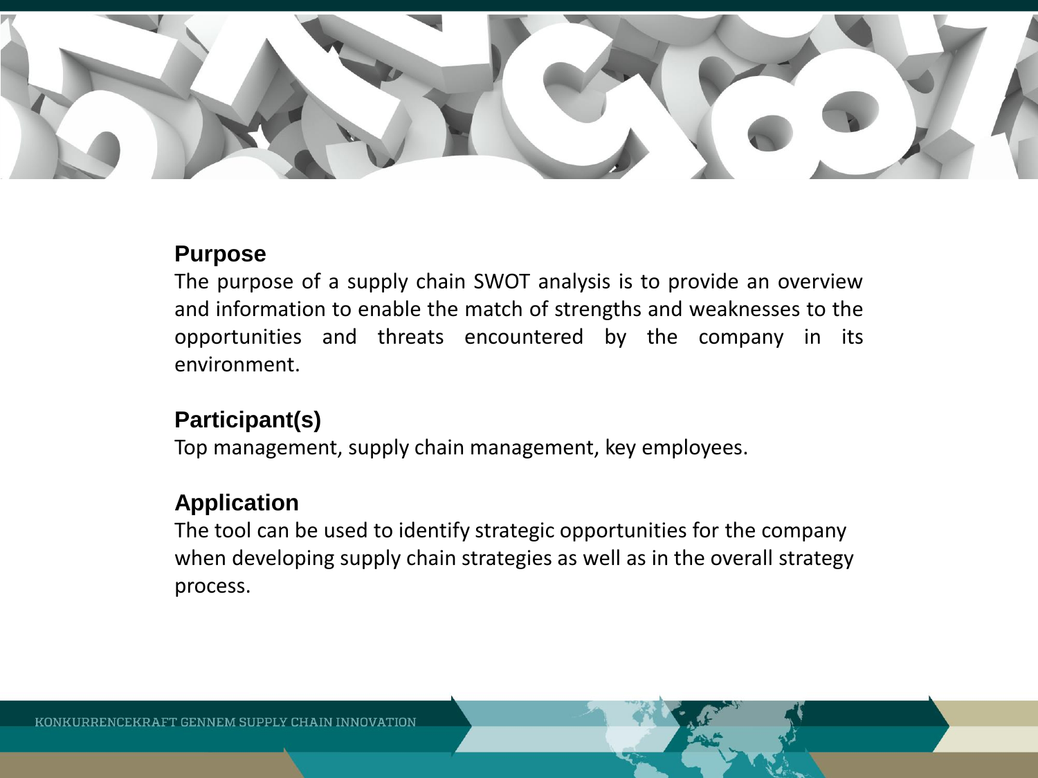## Purpose

The purpose of a supply chain SWOT analysis is to provide an overview and information to enable the match of strengths and weaknesses to the opportunities and threats encountered by the company in its environment.

## Participant(s)

Top management, supply chain management, key employees.

## Application

The tool can be used to identify strategic opportunities for the company when developing supply chain strategies as well as in the overall strategy process.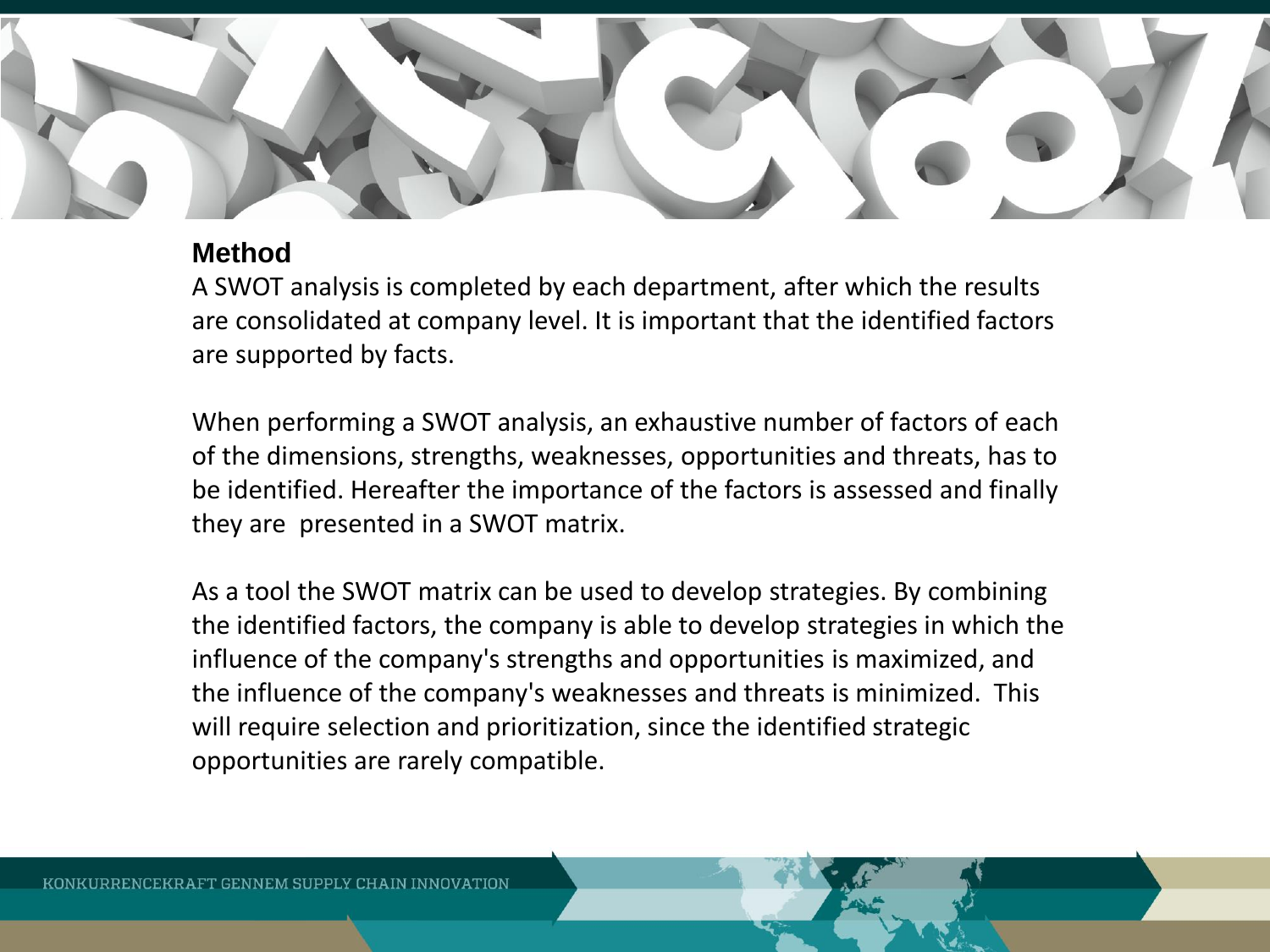## Method

A SWOT analysis is completed by each department, after which the results are consolidated at company level. It is important that the identified factors are supported by facts.

When performing a SWOT analysis, an exhaustive number of factors of each of the dimensions, strengths, weaknesses, opportunities and threats, has to be identified. Hereafter the importance of the factors is assessed and finally they are presented in a SWOT matrix.

As a tool the SWOT matrix can be used to develop strategies. By combining the identified factors, the company is able to develop strategies in which the influence of the company's strengths and opportunities is maximized, and the influence of the company's weaknesses and threats is minimized. This will require selection and prioritization, since the identified strategic opportunities are rarely compatible.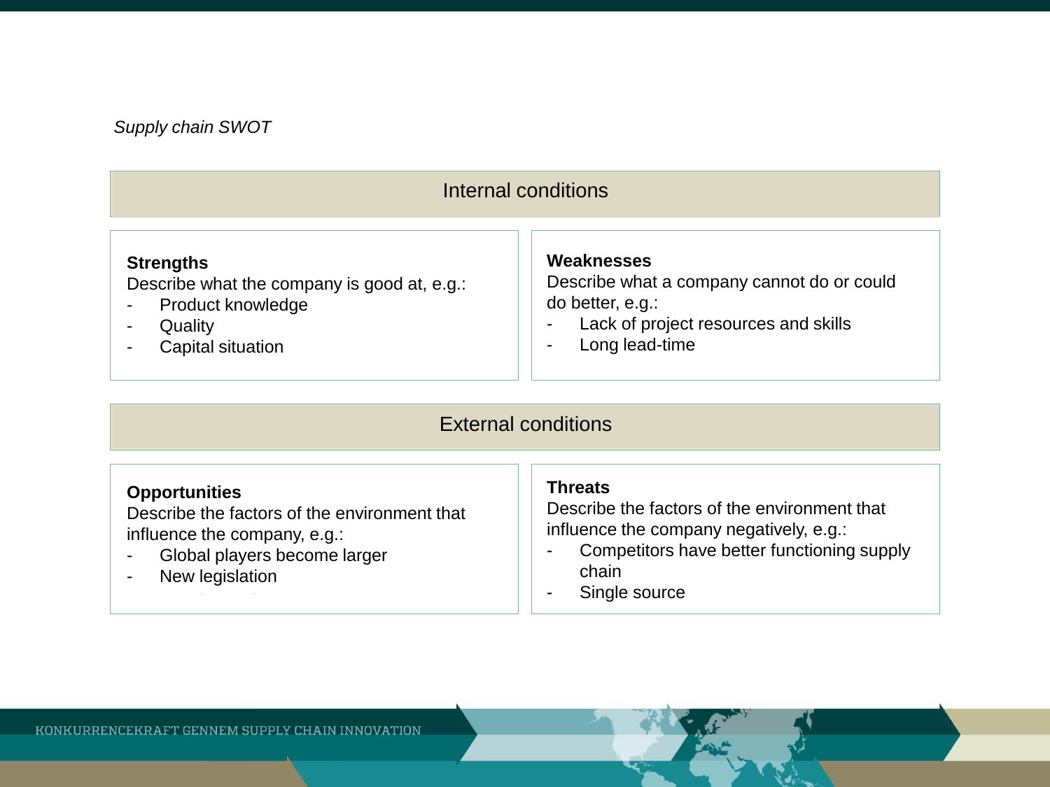*Supply chain SWOT*

## Internal conditions

**Strengths**
Describe what the company is good at, e.g.:
- Product knowledge
- Quality
- Capital situation

**Weaknesses**
Describe what a company cannot do or could do better, e.g.:
- Lack of project resources and skills
- Long lead-time

## External conditions

**Opportunities**
Describe the factors of the environment that influence the company, e.g.:
- Global players become larger
- New legislation

**Threats**
Describe the factors of the environment that influence the company negatively, e.g.:
- Competitors have better functioning supply chain
- Single source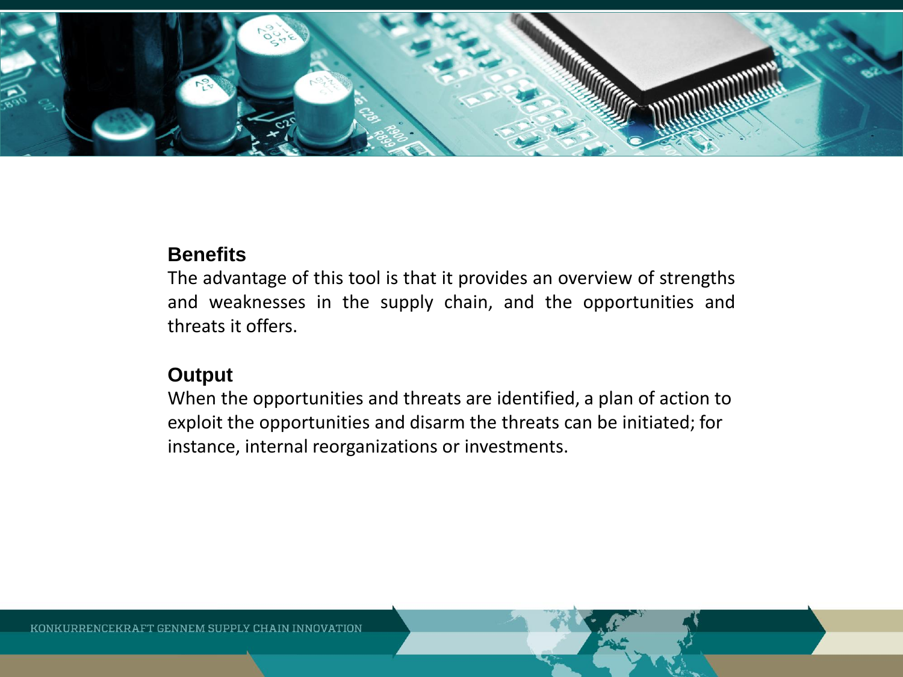## Benefits

The advantage of this tool is that it provides an overview of strengths and weaknesses in the supply chain, and the opportunities and threats it offers.

## Output

When the opportunities and threats are identified, a plan of action to exploit the opportunities and disarm the threats can be initiated; for instance, internal reorganizations or investments.